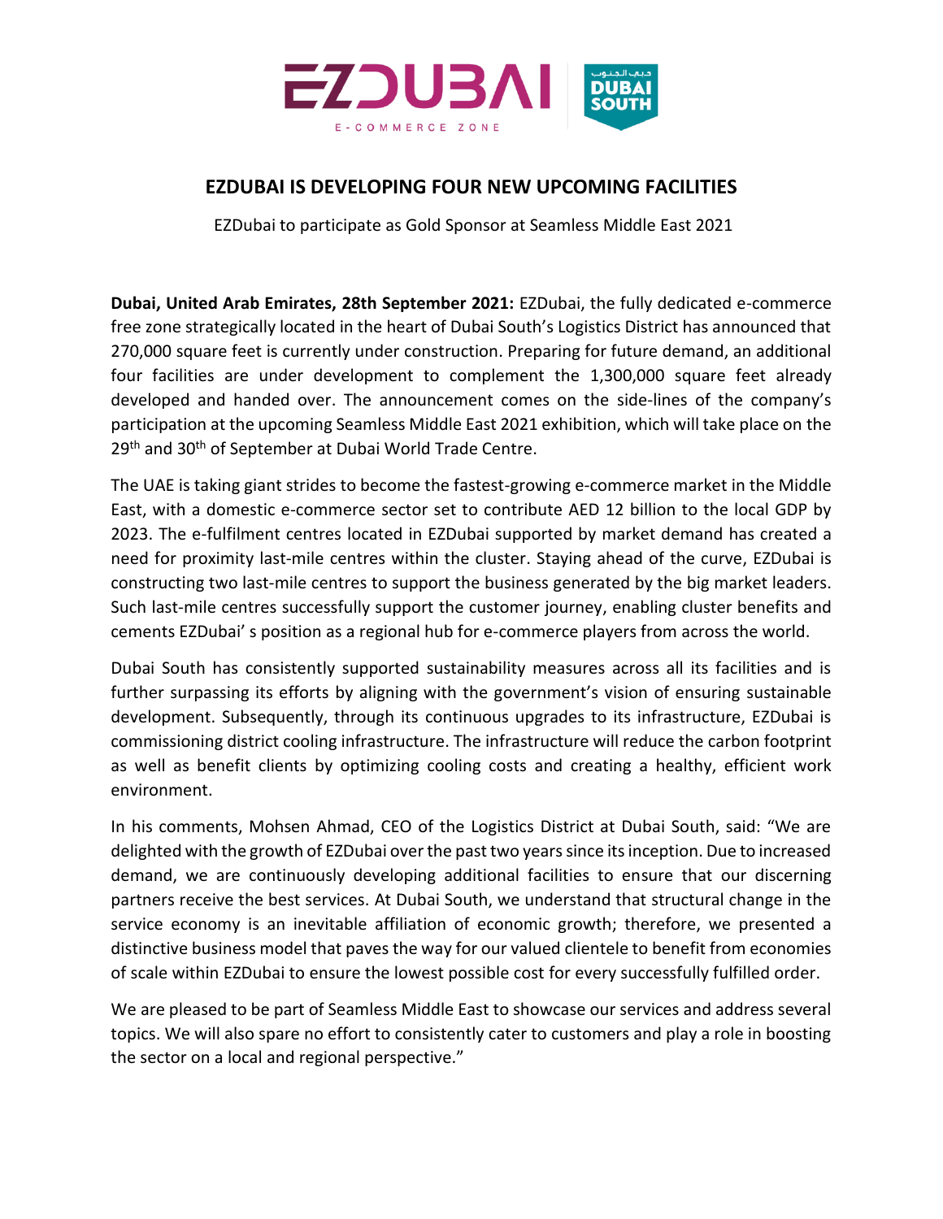# EZDUBAI IS DEVELOPING FOUR NEW UPCOMING FACILITIES

EZDubai to participate as Gold Sponsor at Seamless Middle East 2021

**Dubai, United Arab Emirates, 28th September 2021:** EZDubai, the fully dedicated e-commerce free zone strategically located in the heart of Dubai South's Logistics District has announced that 270,000 square feet is currently under construction. Preparing for future demand, an additional four facilities are under development to complement the 1,300,000 square feet already developed and handed over. The announcement comes on the side-lines of the company's participation at the upcoming Seamless Middle East 2021 exhibition, which will take place on the 29th and 30th of September at Dubai World Trade Centre.

The UAE is taking giant strides to become the fastest-growing e-commerce market in the Middle East, with a domestic e-commerce sector set to contribute AED 12 billion to the local GDP by 2023. The e-fulfilment centres located in EZDubai supported by market demand has created a need for proximity last-mile centres within the cluster. Staying ahead of the curve, EZDubai is constructing two last-mile centres to support the business generated by the big market leaders. Such last-mile centres successfully support the customer journey, enabling cluster benefits and cements EZDubai' s position as a regional hub for e-commerce players from across the world.

Dubai South has consistently supported sustainability measures across all its facilities and is further surpassing its efforts by aligning with the government's vision of ensuring sustainable development. Subsequently, through its continuous upgrades to its infrastructure, EZDubai is commissioning district cooling infrastructure. The infrastructure will reduce the carbon footprint as well as benefit clients by optimizing cooling costs and creating a healthy, efficient work environment.

In his comments, Mohsen Ahmad, CEO of the Logistics District at Dubai South, said: "We are delighted with the growth of EZDubai over the past two years since its inception. Due to increased demand, we are continuously developing additional facilities to ensure that our discerning partners receive the best services. At Dubai South, we understand that structural change in the service economy is an inevitable affiliation of economic growth; therefore, we presented a distinctive business model that paves the way for our valued clientele to benefit from economies of scale within EZDubai to ensure the lowest possible cost for every successfully fulfilled order.

We are pleased to be part of Seamless Middle East to showcase our services and address several topics. We will also spare no effort to consistently cater to customers and play a role in boosting the sector on a local and regional perspective."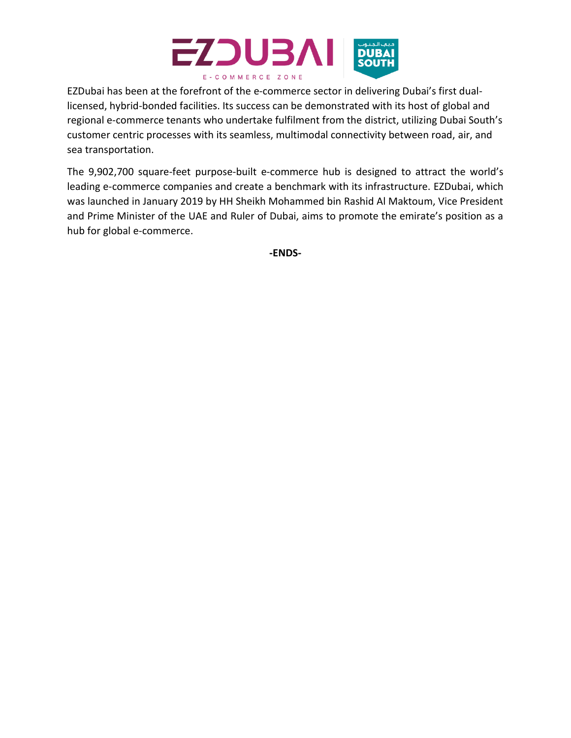EZDubai has been at the forefront of the e-commerce sector in delivering Dubai's first dual-licensed, hybrid-bonded facilities. Its success can be demonstrated with its host of global and regional e-commerce tenants who undertake fulfilment from the district, utilizing Dubai South's customer centric processes with its seamless, multimodal connectivity between road, air, and sea transportation.

The 9,902,700 square-feet purpose-built e-commerce hub is designed to attract the world's leading e-commerce companies and create a benchmark with its infrastructure. EZDubai, which was launched in January 2019 by HH Sheikh Mohammed bin Rashid Al Maktoum, Vice President and Prime Minister of the UAE and Ruler of Dubai, aims to promote the emirate's position as a hub for global e-commerce.

**-ENDS-**